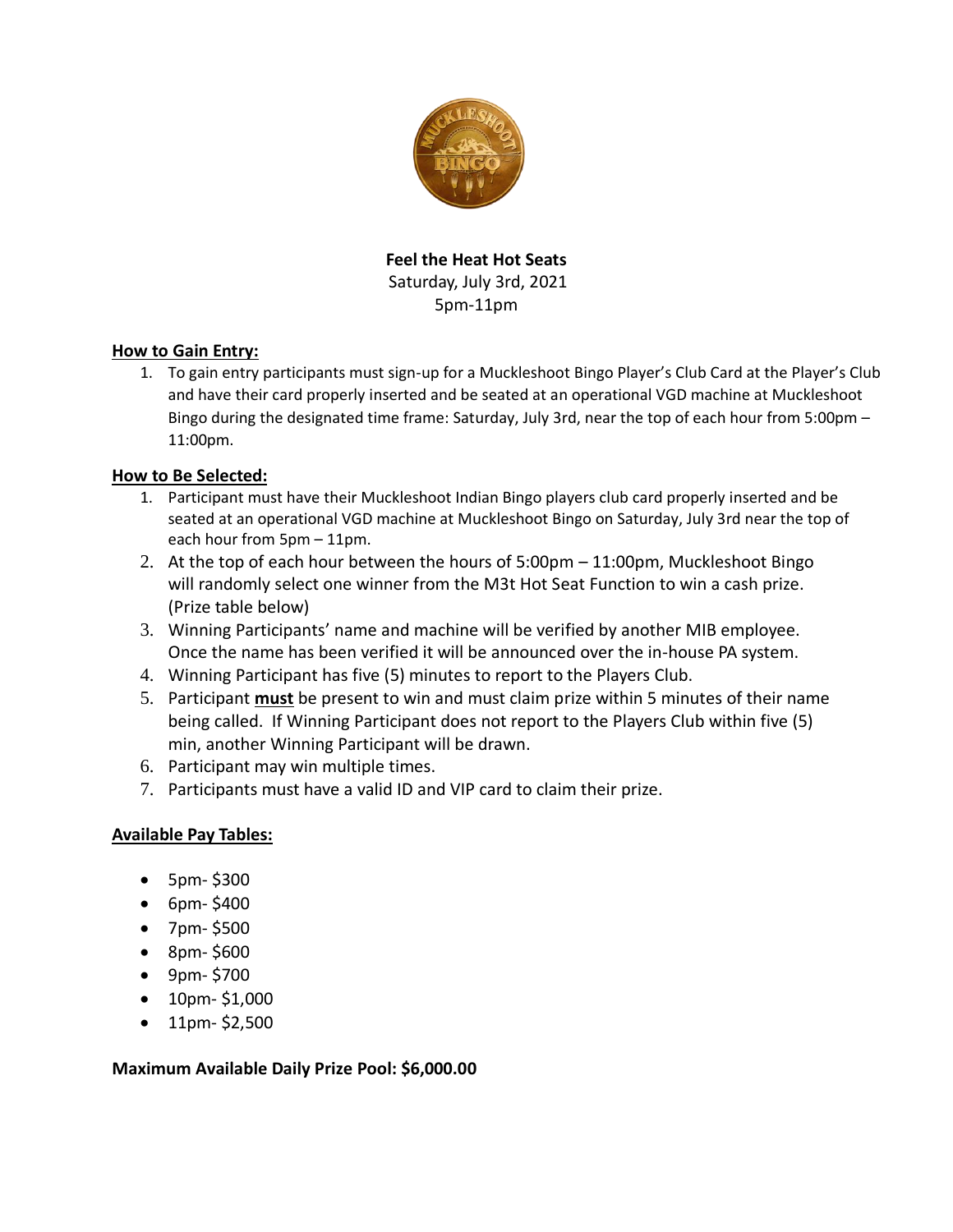**Feel the Heat Hot Seats**

Saturday, July 3rd, 2021

5pm-11pm

**How to Gain Entry:**

1. To gain entry participants must sign-up for a Muckleshoot Bingo Player's Club Card at the Player's Club and have their card properly inserted and be seated at an operational VGD machine at Muckleshoot Bingo during the designated time frame: Saturday, July 3rd, near the top of each hour from 5:00pm – 11:00pm.

**How to Be Selected:**

1. Participant must have their Muckleshoot Indian Bingo players club card properly inserted and be seated at an operational VGD machine at Muckleshoot Bingo on Saturday, July 3rd near the top of each hour from 5pm – 11pm.
2. At the top of each hour between the hours of 5:00pm – 11:00pm, Muckleshoot Bingo will randomly select one winner from the M3t Hot Seat Function to win a cash prize. (Prize table below)
3. Winning Participants' name and machine will be verified by another MIB employee. Once the name has been verified it will be announced over the in-house PA system.
4. Winning Participant has five (5) minutes to report to the Players Club.
5. Participant **must** be present to win and must claim prize within 5 minutes of their name being called. If Winning Participant does not report to the Players Club within five (5) min, another Winning Participant will be drawn.
6. Participant may win multiple times.
7. Participants must have a valid ID and VIP card to claim their prize.

**Available Pay Tables:**

- 5pm- $300
- 6pm- $400
- 7pm- $500
- 8pm- $600
- 9pm- $700
- 10pm- $1,000
- 11pm- $2,500

**Maximum Available Daily Prize Pool: $6,000.00**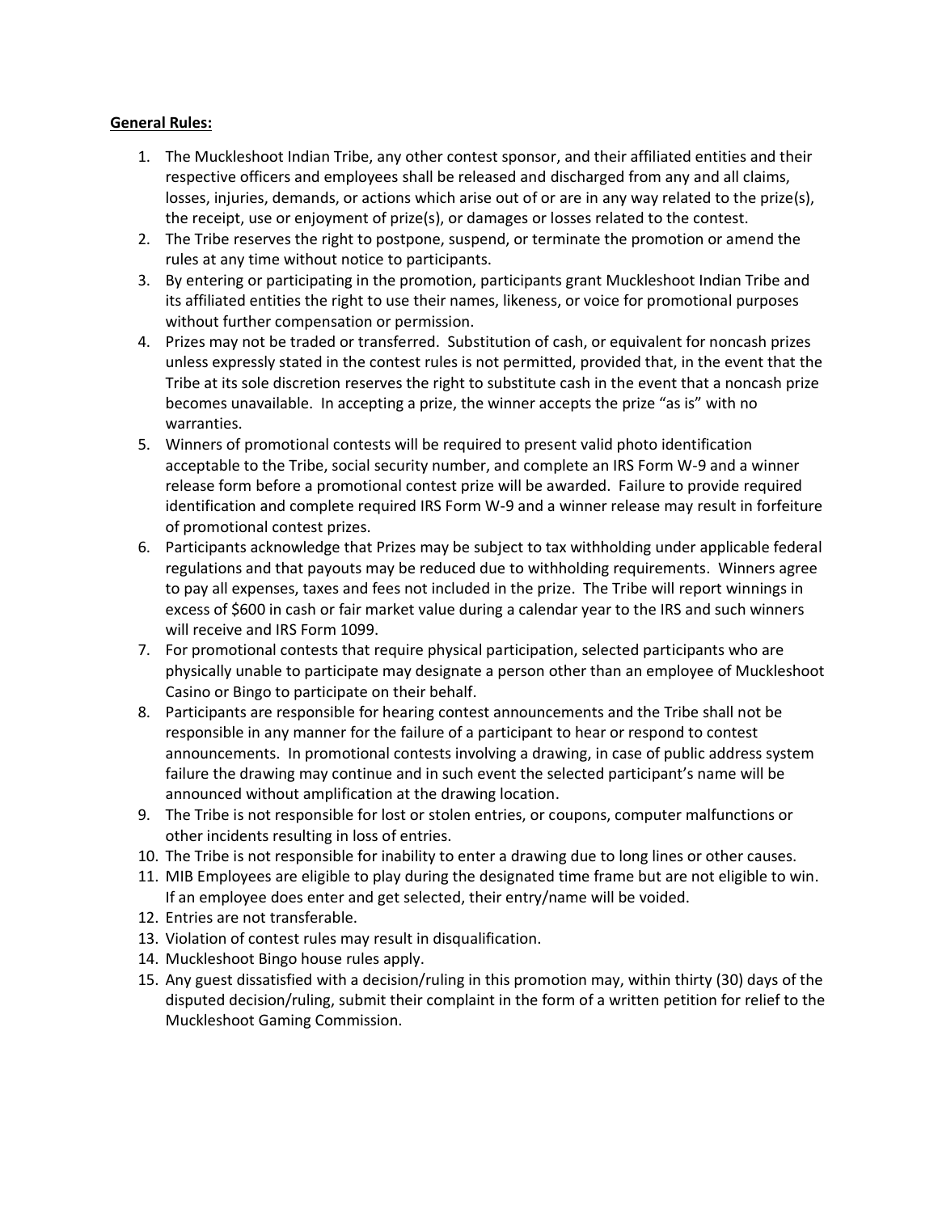**General Rules:**

1. The Muckleshoot Indian Tribe, any other contest sponsor, and their affiliated entities and their respective officers and employees shall be released and discharged from any and all claims, losses, injuries, demands, or actions which arise out of or are in any way related to the prize(s), the receipt, use or enjoyment of prize(s), or damages or losses related to the contest.
2. The Tribe reserves the right to postpone, suspend, or terminate the promotion or amend the rules at any time without notice to participants.
3. By entering or participating in the promotion, participants grant Muckleshoot Indian Tribe and its affiliated entities the right to use their names, likeness, or voice for promotional purposes without further compensation or permission.
4. Prizes may not be traded or transferred. Substitution of cash, or equivalent for noncash prizes unless expressly stated in the contest rules is not permitted, provided that, in the event that the Tribe at its sole discretion reserves the right to substitute cash in the event that a noncash prize becomes unavailable. In accepting a prize, the winner accepts the prize "as is" with no warranties.
5. Winners of promotional contests will be required to present valid photo identification acceptable to the Tribe, social security number, and complete an IRS Form W-9 and a winner release form before a promotional contest prize will be awarded. Failure to provide required identification and complete required IRS Form W-9 and a winner release may result in forfeiture of promotional contest prizes.
6. Participants acknowledge that Prizes may be subject to tax withholding under applicable federal regulations and that payouts may be reduced due to withholding requirements. Winners agree to pay all expenses, taxes and fees not included in the prize. The Tribe will report winnings in excess of $600 in cash or fair market value during a calendar year to the IRS and such winners will receive and IRS Form 1099.
7. For promotional contests that require physical participation, selected participants who are physically unable to participate may designate a person other than an employee of Muckleshoot Casino or Bingo to participate on their behalf.
8. Participants are responsible for hearing contest announcements and the Tribe shall not be responsible in any manner for the failure of a participant to hear or respond to contest announcements. In promotional contests involving a drawing, in case of public address system failure the drawing may continue and in such event the selected participant's name will be announced without amplification at the drawing location.
9. The Tribe is not responsible for lost or stolen entries, or coupons, computer malfunctions or other incidents resulting in loss of entries.
10. The Tribe is not responsible for inability to enter a drawing due to long lines or other causes.
11. MIB Employees are eligible to play during the designated time frame but are not eligible to win. If an employee does enter and get selected, their entry/name will be voided.
12. Entries are not transferable.
13. Violation of contest rules may result in disqualification.
14. Muckleshoot Bingo house rules apply.
15. Any guest dissatisfied with a decision/ruling in this promotion may, within thirty (30) days of the disputed decision/ruling, submit their complaint in the form of a written petition for relief to the Muckleshoot Gaming Commission.